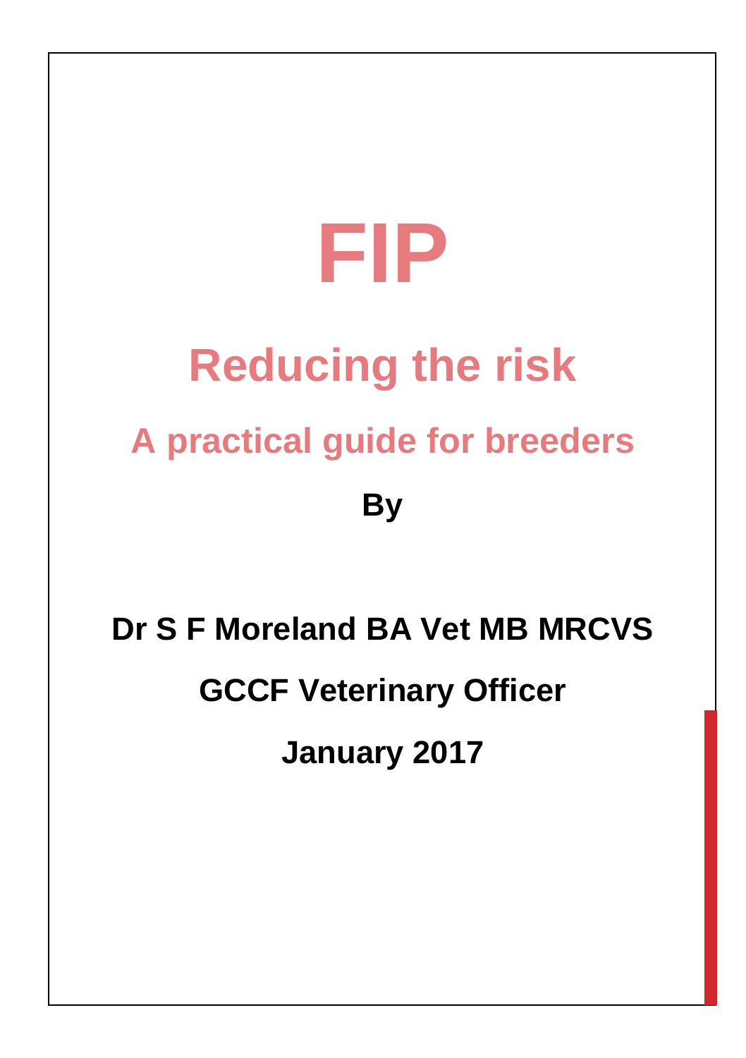# FIP

## Reducing the risk

### A practical guide for breeders

**By**

**Dr S F Moreland BA Vet MB MRCVS**

**GCCF Veterinary Officer**

**January 2017**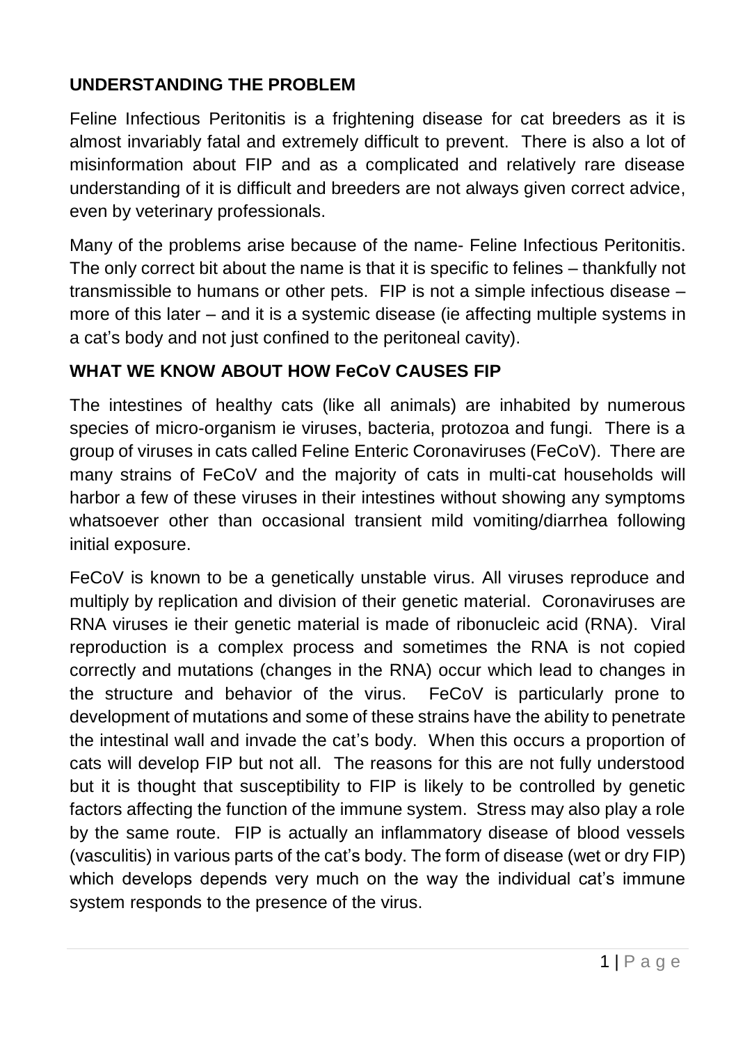## UNDERSTANDING THE PROBLEM

Feline Infectious Peritonitis is a frightening disease for cat breeders as it is almost invariably fatal and extremely difficult to prevent. There is also a lot of misinformation about FIP and as a complicated and relatively rare disease understanding of it is difficult and breeders are not always given correct advice, even by veterinary professionals.

Many of the problems arise because of the name- Feline Infectious Peritonitis. The only correct bit about the name is that it is specific to felines – thankfully not transmissible to humans or other pets. FIP is not a simple infectious disease – more of this later – and it is a systemic disease (ie affecting multiple systems in a cat's body and not just confined to the peritoneal cavity).

## WHAT WE KNOW ABOUT HOW FeCoV CAUSES FIP

The intestines of healthy cats (like all animals) are inhabited by numerous species of micro-organism ie viruses, bacteria, protozoa and fungi. There is a group of viruses in cats called Feline Enteric Coronaviruses (FeCoV). There are many strains of FeCoV and the majority of cats in multi-cat households will harbor a few of these viruses in their intestines without showing any symptoms whatsoever other than occasional transient mild vomiting/diarrhea following initial exposure.

FeCoV is known to be a genetically unstable virus. All viruses reproduce and multiply by replication and division of their genetic material. Coronaviruses are RNA viruses ie their genetic material is made of ribonucleic acid (RNA). Viral reproduction is a complex process and sometimes the RNA is not copied correctly and mutations (changes in the RNA) occur which lead to changes in the structure and behavior of the virus. FeCoV is particularly prone to development of mutations and some of these strains have the ability to penetrate the intestinal wall and invade the cat's body. When this occurs a proportion of cats will develop FIP but not all. The reasons for this are not fully understood but it is thought that susceptibility to FIP is likely to be controlled by genetic factors affecting the function of the immune system. Stress may also play a role by the same route. FIP is actually an inflammatory disease of blood vessels (vasculitis) in various parts of the cat's body. The form of disease (wet or dry FIP) which develops depends very much on the way the individual cat's immune system responds to the presence of the virus.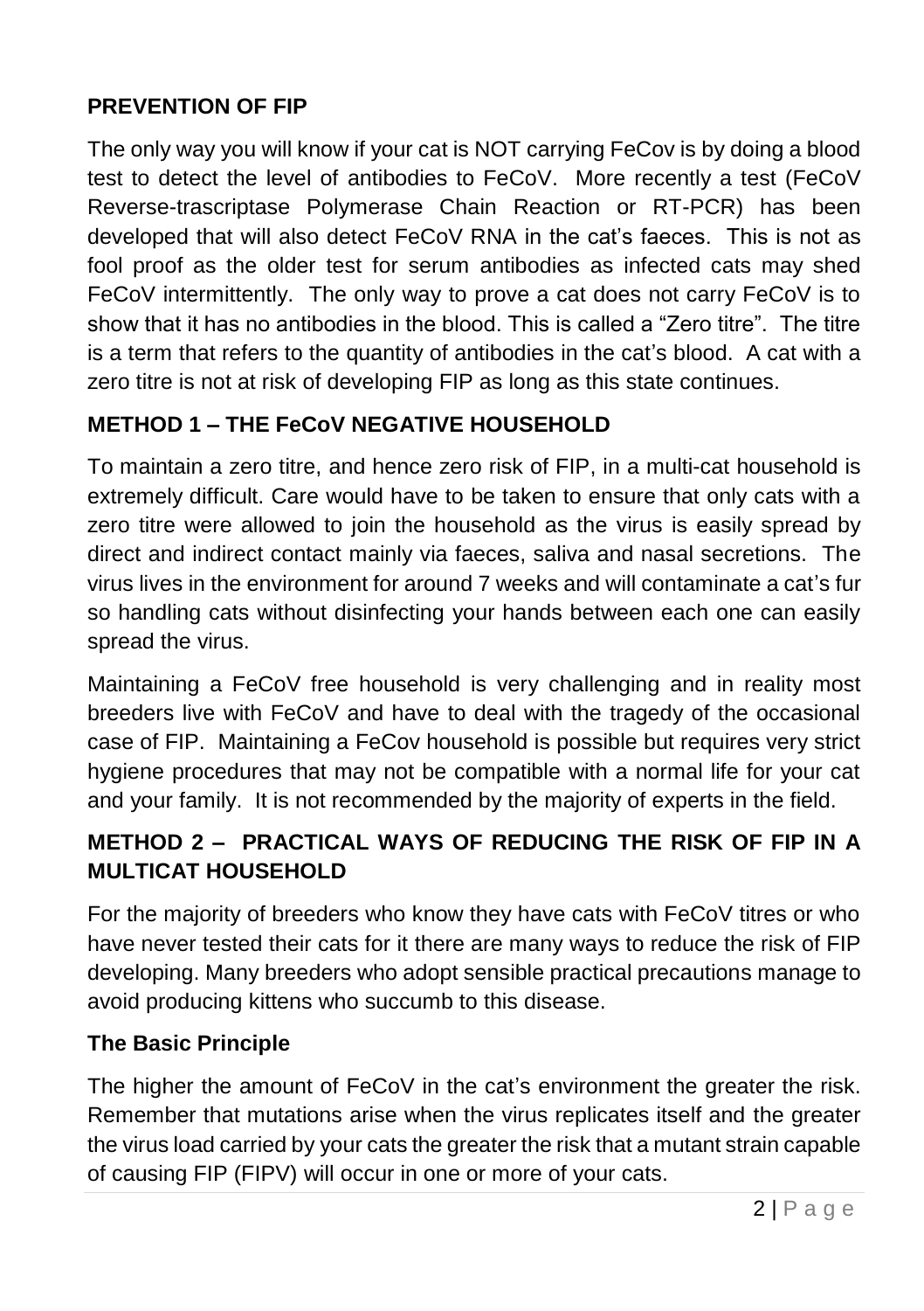## PREVENTION OF FIP

The only way you will know if your cat is NOT carrying FeCov is by doing a blood test to detect the level of antibodies to FeCoV. More recently a test (FeCoV Reverse-trascriptase Polymerase Chain Reaction or RT-PCR) has been developed that will also detect FeCoV RNA in the cat's faeces. This is not as fool proof as the older test for serum antibodies as infected cats may shed FeCoV intermittently. The only way to prove a cat does not carry FeCoV is to show that it has no antibodies in the blood. This is called a "Zero titre". The titre is a term that refers to the quantity of antibodies in the cat's blood. A cat with a zero titre is not at risk of developing FIP as long as this state continues.

## METHOD 1 – THE FeCoV NEGATIVE HOUSEHOLD

To maintain a zero titre, and hence zero risk of FIP, in a multi-cat household is extremely difficult. Care would have to be taken to ensure that only cats with a zero titre were allowed to join the household as the virus is easily spread by direct and indirect contact mainly via faeces, saliva and nasal secretions. The virus lives in the environment for around 7 weeks and will contaminate a cat's fur so handling cats without disinfecting your hands between each one can easily spread the virus.

Maintaining a FeCoV free household is very challenging and in reality most breeders live with FeCoV and have to deal with the tragedy of the occasional case of FIP. Maintaining a FeCov household is possible but requires very strict hygiene procedures that may not be compatible with a normal life for your cat and your family. It is not recommended by the majority of experts in the field.

## METHOD 2 – PRACTICAL WAYS OF REDUCING THE RISK OF FIP IN A MULTICAT HOUSEHOLD

For the majority of breeders who know they have cats with FeCoV titres or who have never tested their cats for it there are many ways to reduce the risk of FIP developing. Many breeders who adopt sensible practical precautions manage to avoid producing kittens who succumb to this disease.

### The Basic Principle

The higher the amount of FeCoV in the cat's environment the greater the risk. Remember that mutations arise when the virus replicates itself and the greater the virus load carried by your cats the greater the risk that a mutant strain capable of causing FIP (FIPV) will occur in one or more of your cats.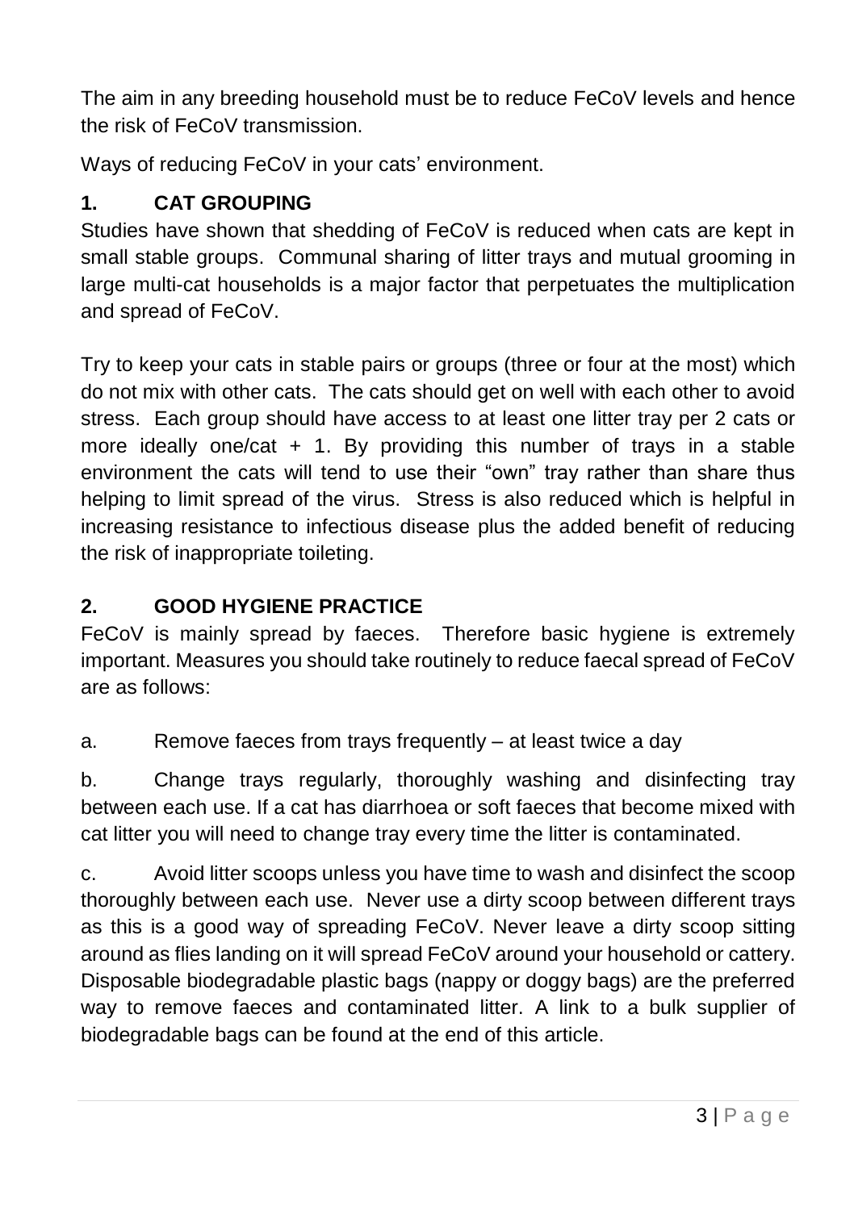The aim in any breeding household must be to reduce FeCoV levels and hence the risk of FeCoV transmission.

Ways of reducing FeCoV in your cats' environment.

## 1. CAT GROUPING

Studies have shown that shedding of FeCoV is reduced when cats are kept in small stable groups. Communal sharing of litter trays and mutual grooming in large multi-cat households is a major factor that perpetuates the multiplication and spread of FeCoV.

Try to keep your cats in stable pairs or groups (three or four at the most) which do not mix with other cats. The cats should get on well with each other to avoid stress. Each group should have access to at least one litter tray per 2 cats or more ideally one/cat + 1. By providing this number of trays in a stable environment the cats will tend to use their "own" tray rather than share thus helping to limit spread of the virus. Stress is also reduced which is helpful in increasing resistance to infectious disease plus the added benefit of reducing the risk of inappropriate toileting.

## 2. GOOD HYGIENE PRACTICE

FeCoV is mainly spread by faeces. Therefore basic hygiene is extremely important. Measures you should take routinely to reduce faecal spread of FeCoV are as follows:

a. Remove faeces from trays frequently – at least twice a day

b. Change trays regularly, thoroughly washing and disinfecting tray between each use. If a cat has diarrhoea or soft faeces that become mixed with cat litter you will need to change tray every time the litter is contaminated.

c. Avoid litter scoops unless you have time to wash and disinfect the scoop thoroughly between each use. Never use a dirty scoop between different trays as this is a good way of spreading FeCoV. Never leave a dirty scoop sitting around as flies landing on it will spread FeCoV around your household or cattery. Disposable biodegradable plastic bags (nappy or doggy bags) are the preferred way to remove faeces and contaminated litter. A link to a bulk supplier of biodegradable bags can be found at the end of this article.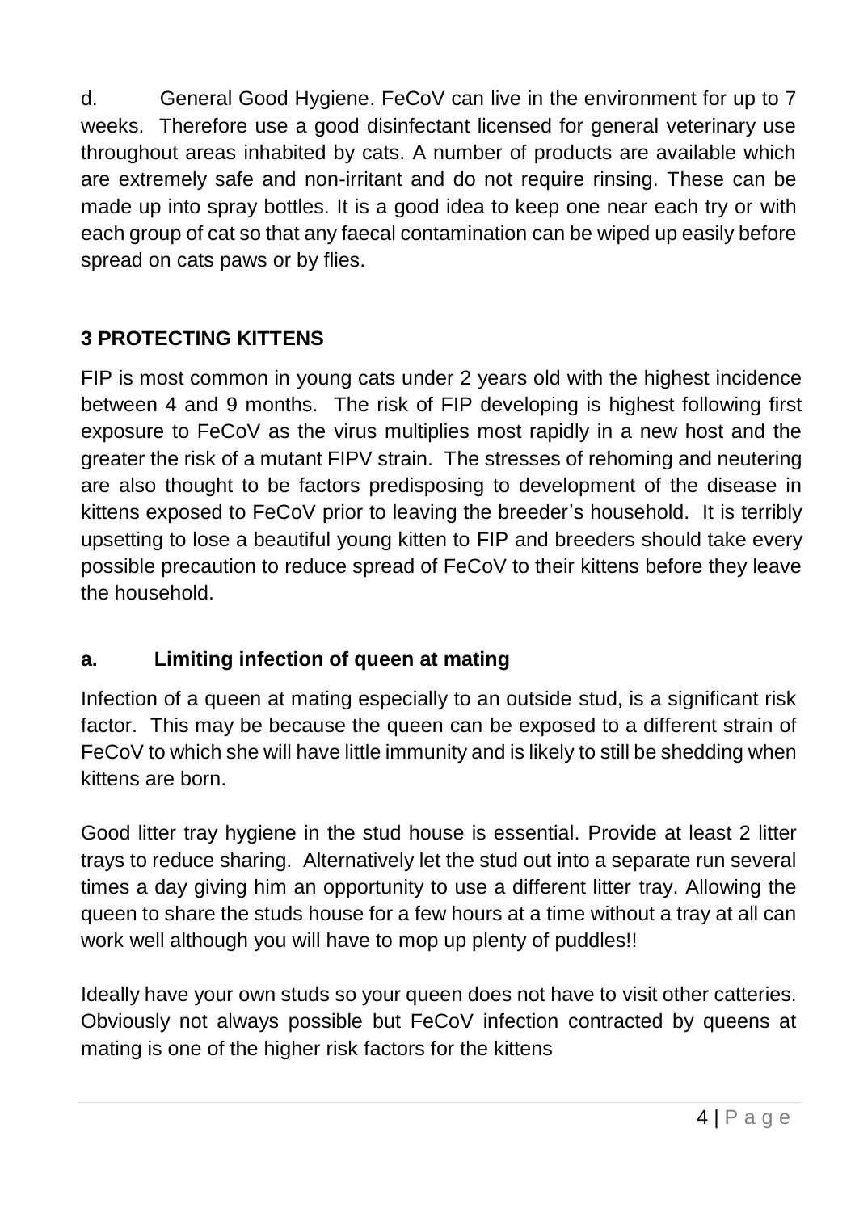d. General Good Hygiene. FeCoV can live in the environment for up to 7 weeks. Therefore use a good disinfectant licensed for general veterinary use throughout areas inhabited by cats. A number of products are available which are extremely safe and non-irritant and do not require rinsing. These can be made up into spray bottles. It is a good idea to keep one near each try or with each group of cat so that any faecal contamination can be wiped up easily before spread on cats paws or by flies.

## 3 PROTECTING KITTENS

FIP is most common in young cats under 2 years old with the highest incidence between 4 and 9 months. The risk of FIP developing is highest following first exposure to FeCoV as the virus multiplies most rapidly in a new host and the greater the risk of a mutant FIPV strain. The stresses of rehoming and neutering are also thought to be factors predisposing to development of the disease in kittens exposed to FeCoV prior to leaving the breeder's household. It is terribly upsetting to lose a beautiful young kitten to FIP and breeders should take every possible precaution to reduce spread of FeCoV to their kittens before they leave the household.

### a. Limiting infection of queen at mating

Infection of a queen at mating especially to an outside stud, is a significant risk factor. This may be because the queen can be exposed to a different strain of FeCoV to which she will have little immunity and is likely to still be shedding when kittens are born.

Good litter tray hygiene in the stud house is essential. Provide at least 2 litter trays to reduce sharing. Alternatively let the stud out into a separate run several times a day giving him an opportunity to use a different litter tray. Allowing the queen to share the studs house for a few hours at a time without a tray at all can work well although you will have to mop up plenty of puddles!!

Ideally have your own studs so your queen does not have to visit other catteries. Obviously not always possible but FeCoV infection contracted by queens at mating is one of the higher risk factors for the kittens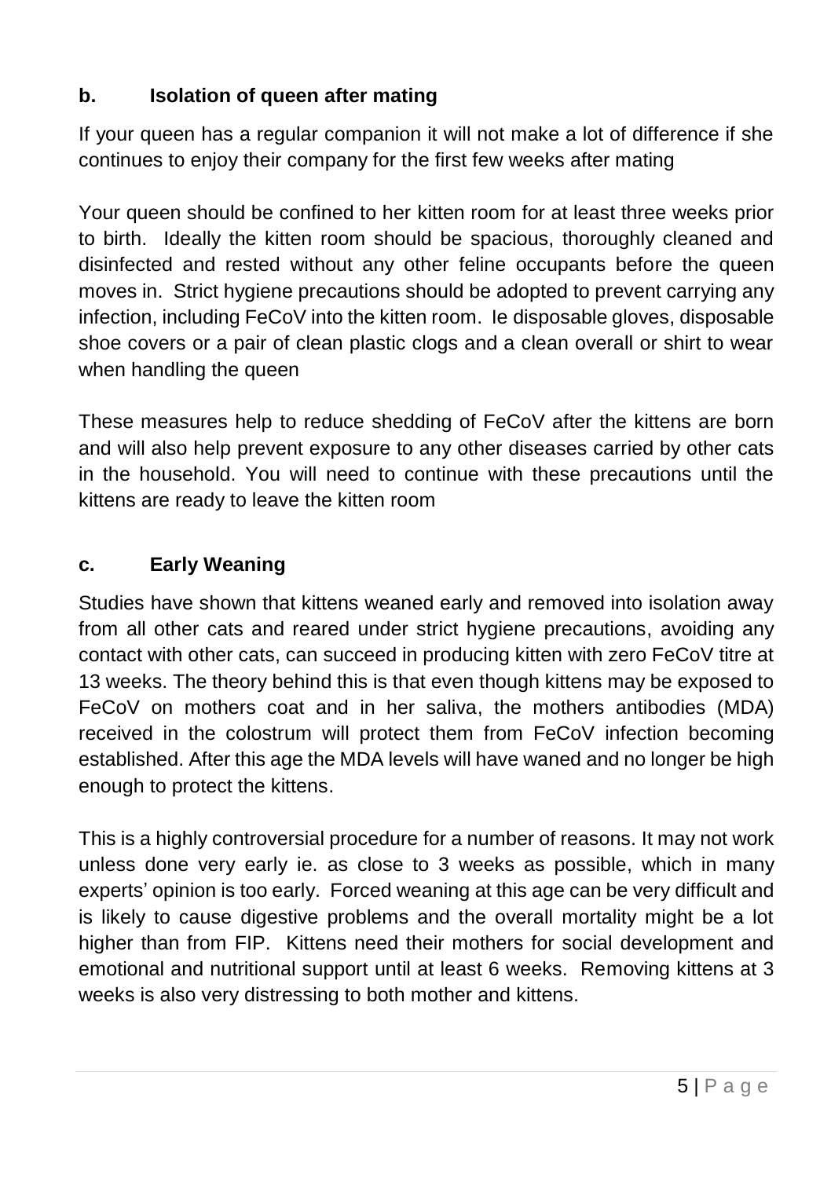### b. Isolation of queen after mating

If your queen has a regular companion it will not make a lot of difference if she continues to enjoy their company for the first few weeks after mating

Your queen should be confined to her kitten room for at least three weeks prior to birth. Ideally the kitten room should be spacious, thoroughly cleaned and disinfected and rested without any other feline occupants before the queen moves in. Strict hygiene precautions should be adopted to prevent carrying any infection, including FeCoV into the kitten room. Ie disposable gloves, disposable shoe covers or a pair of clean plastic clogs and a clean overall or shirt to wear when handling the queen

These measures help to reduce shedding of FeCoV after the kittens are born and will also help prevent exposure to any other diseases carried by other cats in the household. You will need to continue with these precautions until the kittens are ready to leave the kitten room

### c. Early Weaning

Studies have shown that kittens weaned early and removed into isolation away from all other cats and reared under strict hygiene precautions, avoiding any contact with other cats, can succeed in producing kitten with zero FeCoV titre at 13 weeks. The theory behind this is that even though kittens may be exposed to FeCoV on mothers coat and in her saliva, the mothers antibodies (MDA) received in the colostrum will protect them from FeCoV infection becoming established. After this age the MDA levels will have waned and no longer be high enough to protect the kittens.

This is a highly controversial procedure for a number of reasons. It may not work unless done very early ie. as close to 3 weeks as possible, which in many experts' opinion is too early. Forced weaning at this age can be very difficult and is likely to cause digestive problems and the overall mortality might be a lot higher than from FIP. Kittens need their mothers for social development and emotional and nutritional support until at least 6 weeks. Removing kittens at 3 weeks is also very distressing to both mother and kittens.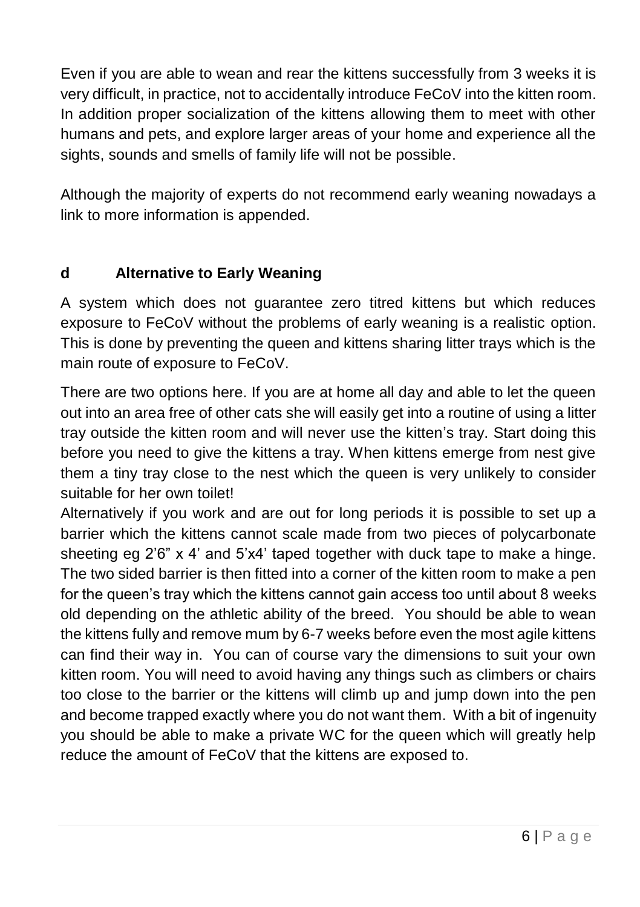Even if you are able to wean and rear the kittens successfully from 3 weeks it is very difficult, in practice, not to accidentally introduce FeCoV into the kitten room. In addition proper socialization of the kittens allowing them to meet with other humans and pets, and explore larger areas of your home and experience all the sights, sounds and smells of family life will not be possible.

Although the majority of experts do not recommend early weaning nowadays a link to more information is appended.

### d Alternative to Early Weaning

A system which does not guarantee zero titred kittens but which reduces exposure to FeCoV without the problems of early weaning is a realistic option. This is done by preventing the queen and kittens sharing litter trays which is the main route of exposure to FeCoV.

There are two options here. If you are at home all day and able to let the queen out into an area free of other cats she will easily get into a routine of using a litter tray outside the kitten room and will never use the kitten's tray. Start doing this before you need to give the kittens a tray. When kittens emerge from nest give them a tiny tray close to the nest which the queen is very unlikely to consider suitable for her own toilet!

Alternatively if you work and are out for long periods it is possible to set up a barrier which the kittens cannot scale made from two pieces of polycarbonate sheeting eg 2'6" x 4' and 5'x4' taped together with duck tape to make a hinge. The two sided barrier is then fitted into a corner of the kitten room to make a pen for the queen's tray which the kittens cannot gain access too until about 8 weeks old depending on the athletic ability of the breed. You should be able to wean the kittens fully and remove mum by 6-7 weeks before even the most agile kittens can find their way in. You can of course vary the dimensions to suit your own kitten room. You will need to avoid having any things such as climbers or chairs too close to the barrier or the kittens will climb up and jump down into the pen and become trapped exactly where you do not want them. With a bit of ingenuity you should be able to make a private WC for the queen which will greatly help reduce the amount of FeCoV that the kittens are exposed to.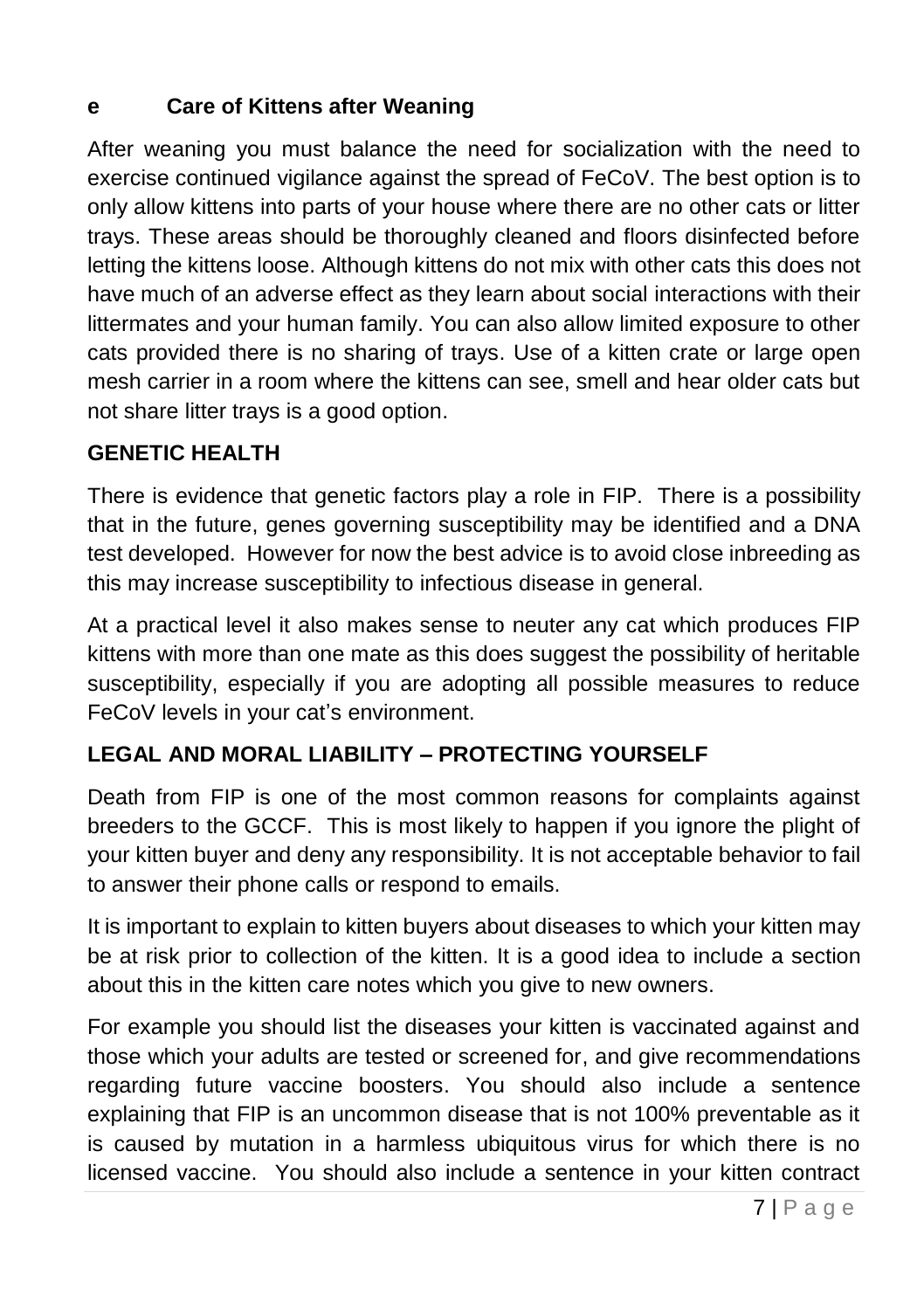### e Care of Kittens after Weaning

After weaning you must balance the need for socialization with the need to exercise continued vigilance against the spread of FeCoV. The best option is to only allow kittens into parts of your house where there are no other cats or litter trays. These areas should be thoroughly cleaned and floors disinfected before letting the kittens loose. Although kittens do not mix with other cats this does not have much of an adverse effect as they learn about social interactions with their littermates and your human family. You can also allow limited exposure to other cats provided there is no sharing of trays. Use of a kitten crate or large open mesh carrier in a room where the kittens can see, smell and hear older cats but not share litter trays is a good option.

## GENETIC HEALTH

There is evidence that genetic factors play a role in FIP. There is a possibility that in the future, genes governing susceptibility may be identified and a DNA test developed. However for now the best advice is to avoid close inbreeding as this may increase susceptibility to infectious disease in general.

At a practical level it also makes sense to neuter any cat which produces FIP kittens with more than one mate as this does suggest the possibility of heritable susceptibility, especially if you are adopting all possible measures to reduce FeCoV levels in your cat's environment.

## LEGAL AND MORAL LIABILITY – PROTECTING YOURSELF

Death from FIP is one of the most common reasons for complaints against breeders to the GCCF. This is most likely to happen if you ignore the plight of your kitten buyer and deny any responsibility. It is not acceptable behavior to fail to answer their phone calls or respond to emails.

It is important to explain to kitten buyers about diseases to which your kitten may be at risk prior to collection of the kitten. It is a good idea to include a section about this in the kitten care notes which you give to new owners.

For example you should list the diseases your kitten is vaccinated against and those which your adults are tested or screened for, and give recommendations regarding future vaccine boosters. You should also include a sentence explaining that FIP is an uncommon disease that is not 100% preventable as it is caused by mutation in a harmless ubiquitous virus for which there is no licensed vaccine. You should also include a sentence in your kitten contract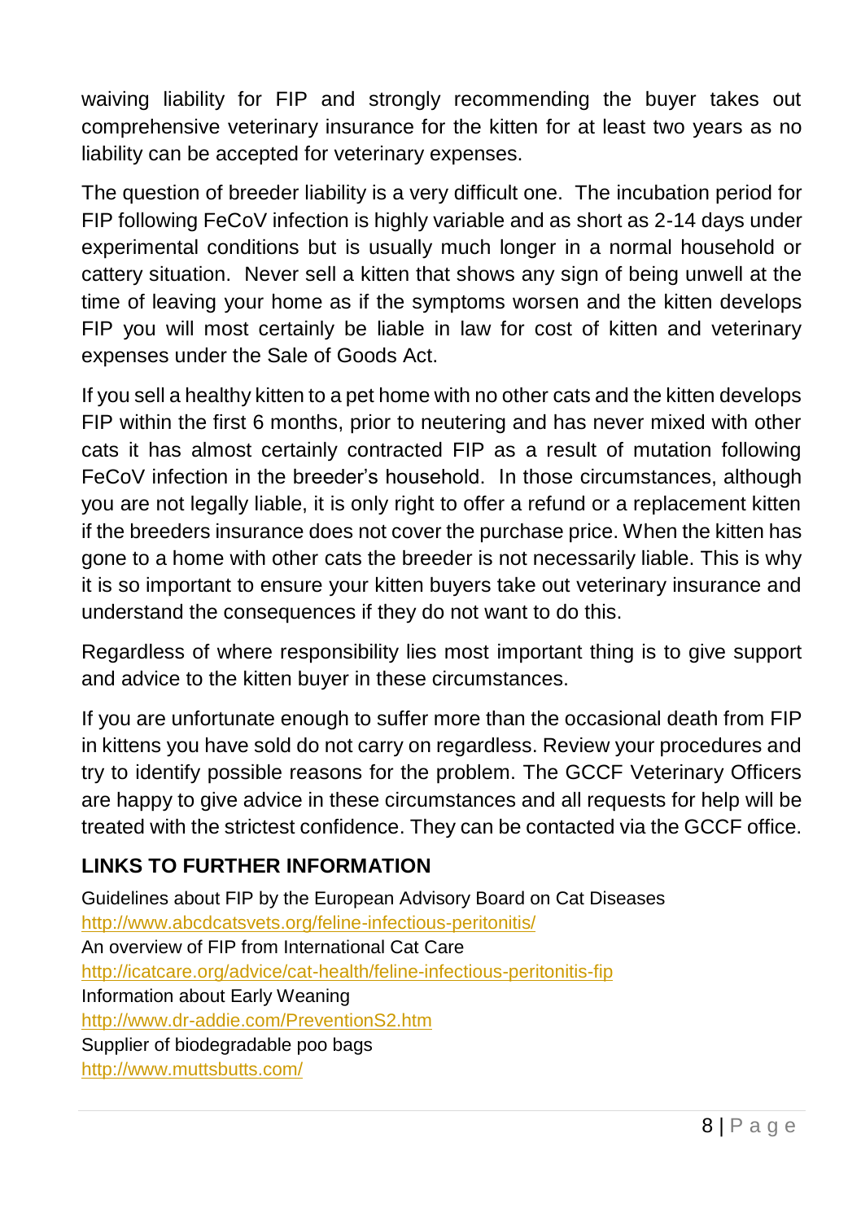waiving liability for FIP and strongly recommending the buyer takes out comprehensive veterinary insurance for the kitten for at least two years as no liability can be accepted for veterinary expenses.

The question of breeder liability is a very difficult one. The incubation period for FIP following FeCoV infection is highly variable and as short as 2-14 days under experimental conditions but is usually much longer in a normal household or cattery situation. Never sell a kitten that shows any sign of being unwell at the time of leaving your home as if the symptoms worsen and the kitten develops FIP you will most certainly be liable in law for cost of kitten and veterinary expenses under the Sale of Goods Act.

If you sell a healthy kitten to a pet home with no other cats and the kitten develops FIP within the first 6 months, prior to neutering and has never mixed with other cats it has almost certainly contracted FIP as a result of mutation following FeCoV infection in the breeder's household. In those circumstances, although you are not legally liable, it is only right to offer a refund or a replacement kitten if the breeders insurance does not cover the purchase price. When the kitten has gone to a home with other cats the breeder is not necessarily liable. This is why it is so important to ensure your kitten buyers take out veterinary insurance and understand the consequences if they do not want to do this.

Regardless of where responsibility lies most important thing is to give support and advice to the kitten buyer in these circumstances.

If you are unfortunate enough to suffer more than the occasional death from FIP in kittens you have sold do not carry on regardless. Review your procedures and try to identify possible reasons for the problem. The GCCF Veterinary Officers are happy to give advice in these circumstances and all requests for help will be treated with the strictest confidence. They can be contacted via the GCCF office.

## LINKS TO FURTHER INFORMATION

Guidelines about FIP by the European Advisory Board on Cat Diseases
http://www.abcdcatsvets.org/feline-infectious-peritonitis/
An overview of FIP from International Cat Care
http://icatcare.org/advice/cat-health/feline-infectious-peritonitis-fip
Information about Early Weaning
http://www.dr-addie.com/PreventionS2.htm
Supplier of biodegradable poo bags
http://www.muttsbutts.com/